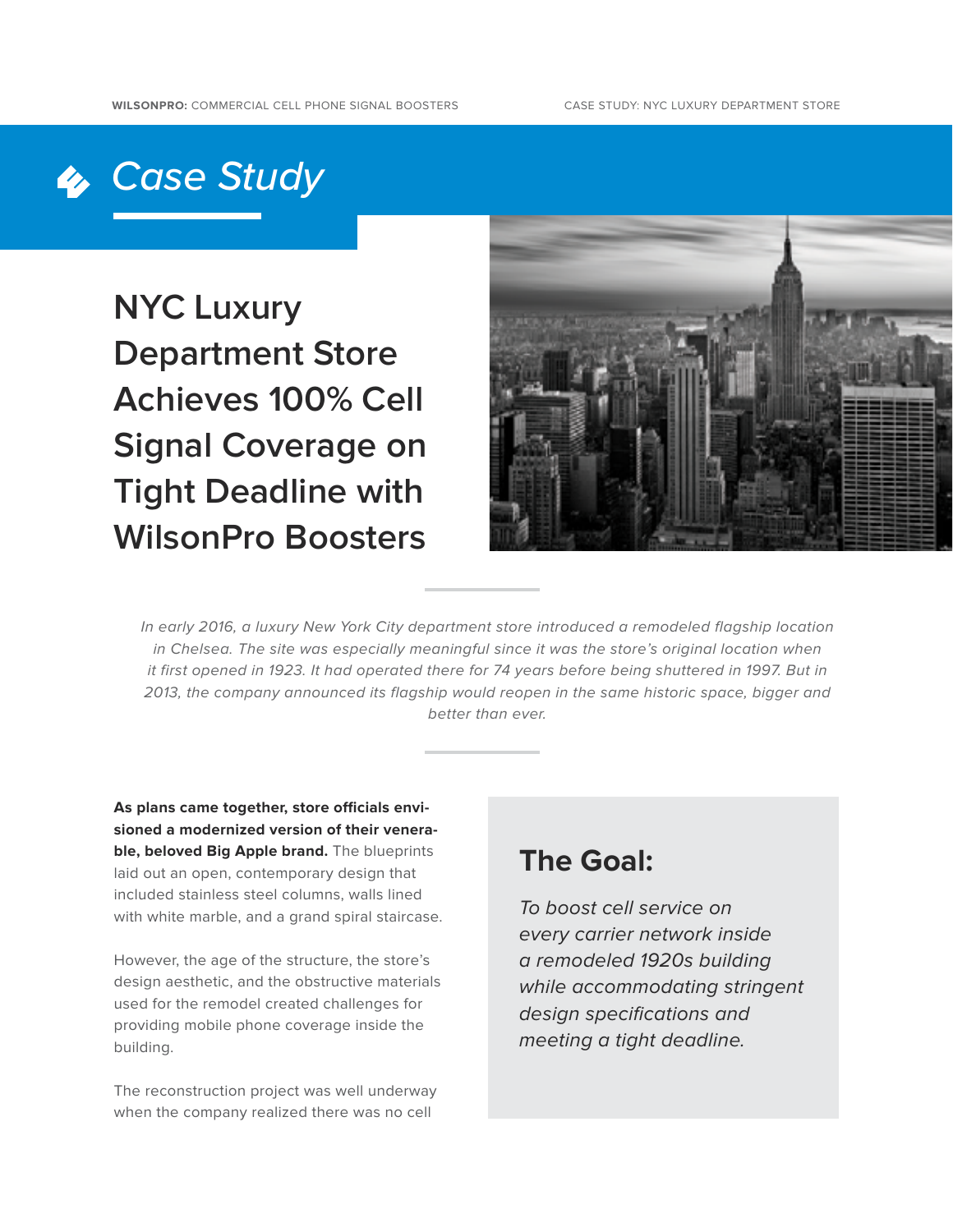# Case Study

## NYC Luxury Department Store Achieves 100% Cell Signal Coverage on Tight Deadline with WilsonPro Boosters

*In early 2016, a luxury New York City department store introduced a remodeled flagship location in Chelsea. The site was especially meaningful since it was the store's original location when it first opened in 1923. It had operated there for 74 years before being shuttered in 1997. But in 2013, the company announced its flagship would reopen in the same historic space, bigger and better than ever.*

**As plans came together, store officials envisioned a modernized version of their venerable, beloved Big Apple brand.** The blueprints laid out an open, contemporary design that included stainless steel columns, walls lined with white marble, and a grand spiral staircase.

However, the age of the structure, the store's design aesthetic, and the obstructive materials used for the remodel created challenges for providing mobile phone coverage inside the building.

The reconstruction project was well underway when the company realized there was no cell

### The Goal:

*To boost cell service on every carrier network inside a remodeled 1920s building while accommodating stringent design specifications and meeting a tight deadline.*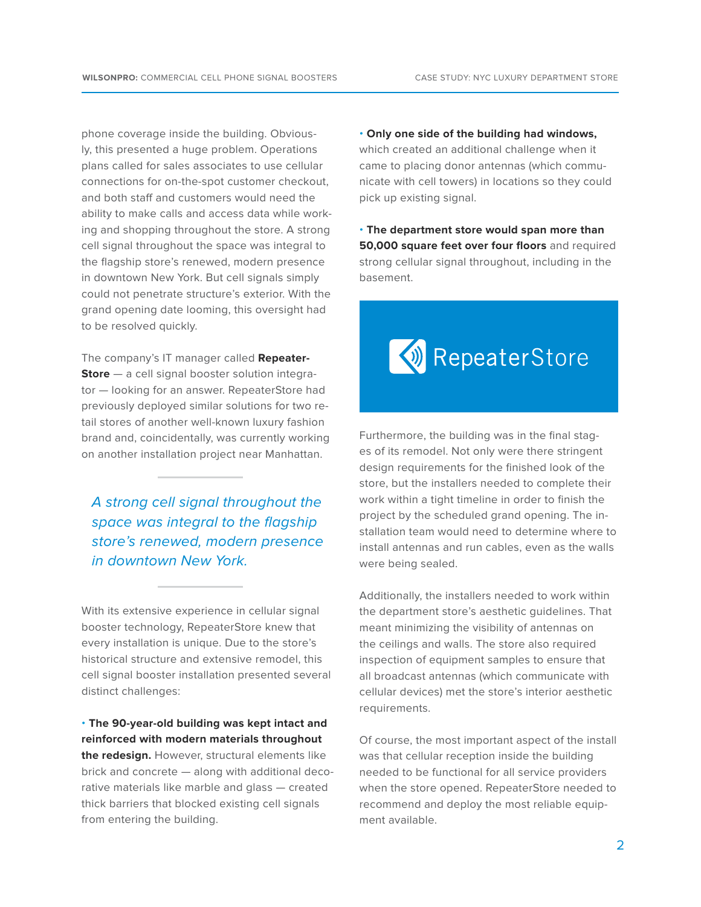phone coverage inside the building. Obviously, this presented a huge problem. Operations plans called for sales associates to use cellular connections for on-the-spot customer checkout, and both staff and customers would need the ability to make calls and access data while working and shopping throughout the store. A strong cell signal throughout the space was integral to the flagship store's renewed, modern presence in downtown New York. But cell signals simply could not penetrate structure's exterior. With the grand opening date looming, this oversight had to be resolved quickly.

The company's IT manager called **RepeaterStore** — a cell signal booster solution integrator — looking for an answer. RepeaterStore had previously deployed similar solutions for two retail stores of another well-known luxury fashion brand and, coincidentally, was currently working on another installation project near Manhattan.

> *A strong cell signal throughout the space was integral to the flagship store's renewed, modern presence in downtown New York.*

With its extensive experience in cellular signal booster technology, RepeaterStore knew that every installation is unique. Due to the store's historical structure and extensive remodel, this cell signal booster installation presented several distinct challenges:

- **The 90-year-old building was kept intact and reinforced with modern materials throughout the redesign.** However, structural elements like brick and concrete — along with additional decorative materials like marble and glass — created thick barriers that blocked existing cell signals from entering the building.
- **Only one side of the building had windows,** which created an additional challenge when it came to placing donor antennas (which communicate with cell towers) in locations so they could pick up existing signal.
- **The department store would span more than 50,000 square feet over four floors** and required strong cellular signal throughout, including in the basement.

RepeaterStore

Furthermore, the building was in the final stages of its remodel. Not only were there stringent design requirements for the finished look of the store, but the installers needed to complete their work within a tight timeline in order to finish the project by the scheduled grand opening. The installation team would need to determine where to install antennas and run cables, even as the walls were being sealed.

Additionally, the installers needed to work within the department store's aesthetic guidelines. That meant minimizing the visibility of antennas on the ceilings and walls. The store also required inspection of equipment samples to ensure that all broadcast antennas (which communicate with cellular devices) met the store's interior aesthetic requirements.

Of course, the most important aspect of the install was that cellular reception inside the building needed to be functional for all service providers when the store opened. RepeaterStore needed to recommend and deploy the most reliable equipment available.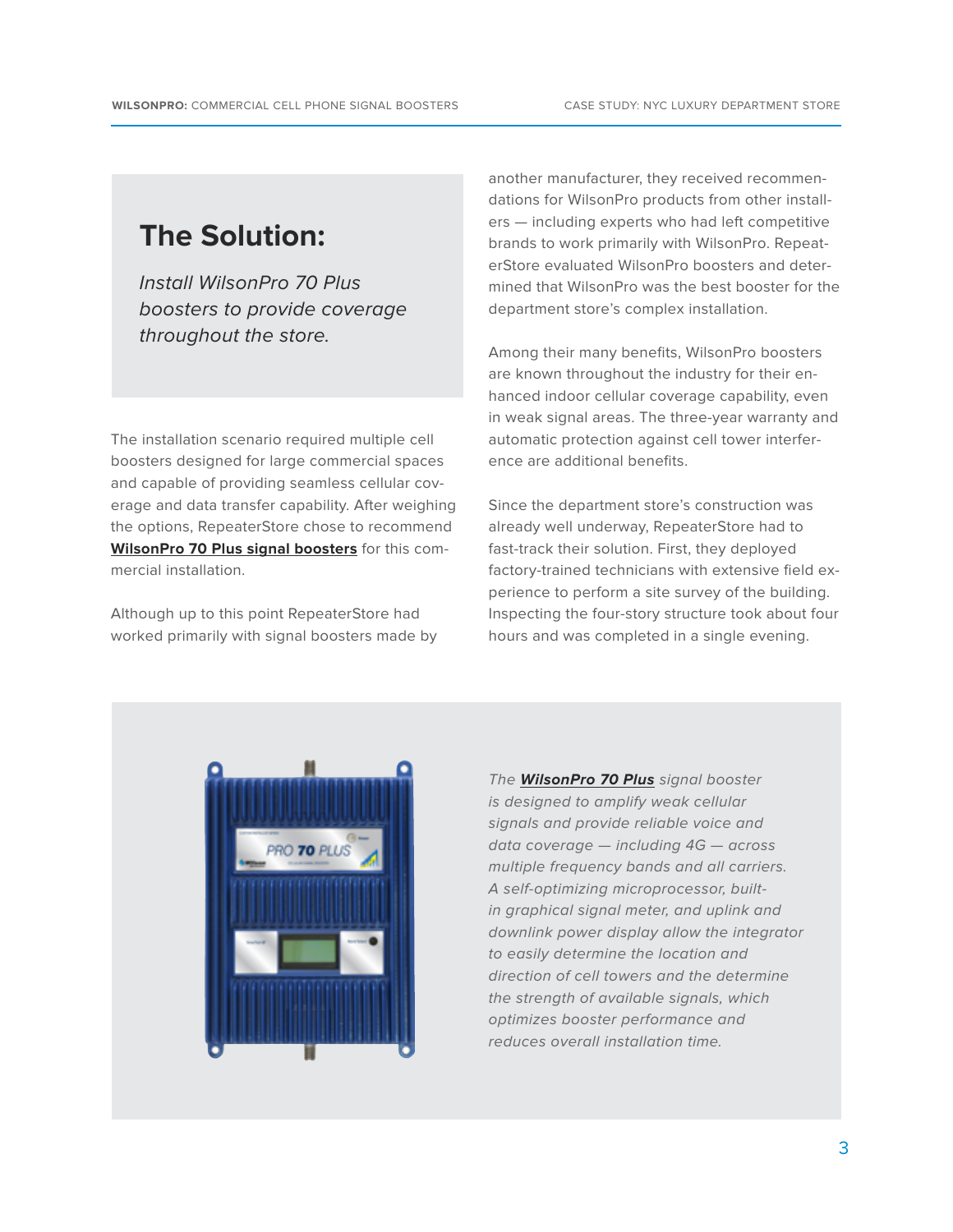## The Solution:

*Install WilsonPro 70 Plus boosters to provide coverage throughout the store.*

The installation scenario required multiple cell boosters designed for large commercial spaces and capable of providing seamless cellular coverage and data transfer capability. After weighing the options, RepeaterStore chose to recommend **WilsonPro 70 Plus signal boosters** for this commercial installation.

Although up to this point RepeaterStore had worked primarily with signal boosters made by another manufacturer, they received recommendations for WilsonPro products from other installers — including experts who had left competitive brands to work primarily with WilsonPro. RepeaterStore evaluated WilsonPro boosters and determined that WilsonPro was the best booster for the department store's complex installation.

Among their many benefits, WilsonPro boosters are known throughout the industry for their enhanced indoor cellular coverage capability, even in weak signal areas. The three-year warranty and automatic protection against cell tower interference are additional benefits.

Since the department store's construction was already well underway, RepeaterStore had to fast-track their solution. First, they deployed factory-trained technicians with extensive field experience to perform a site survey of the building. Inspecting the four-story structure took about four hours and was completed in a single evening.

*The **WilsonPro 70 Plus** signal booster is designed to amplify weak cellular signals and provide reliable voice and data coverage — including 4G — across multiple frequency bands and all carriers. A self-optimizing microprocessor, built-in graphical signal meter, and uplink and downlink power display allow the integrator to easily determine the location and direction of cell towers and the determine the strength of available signals, which optimizes booster performance and reduces overall installation time.*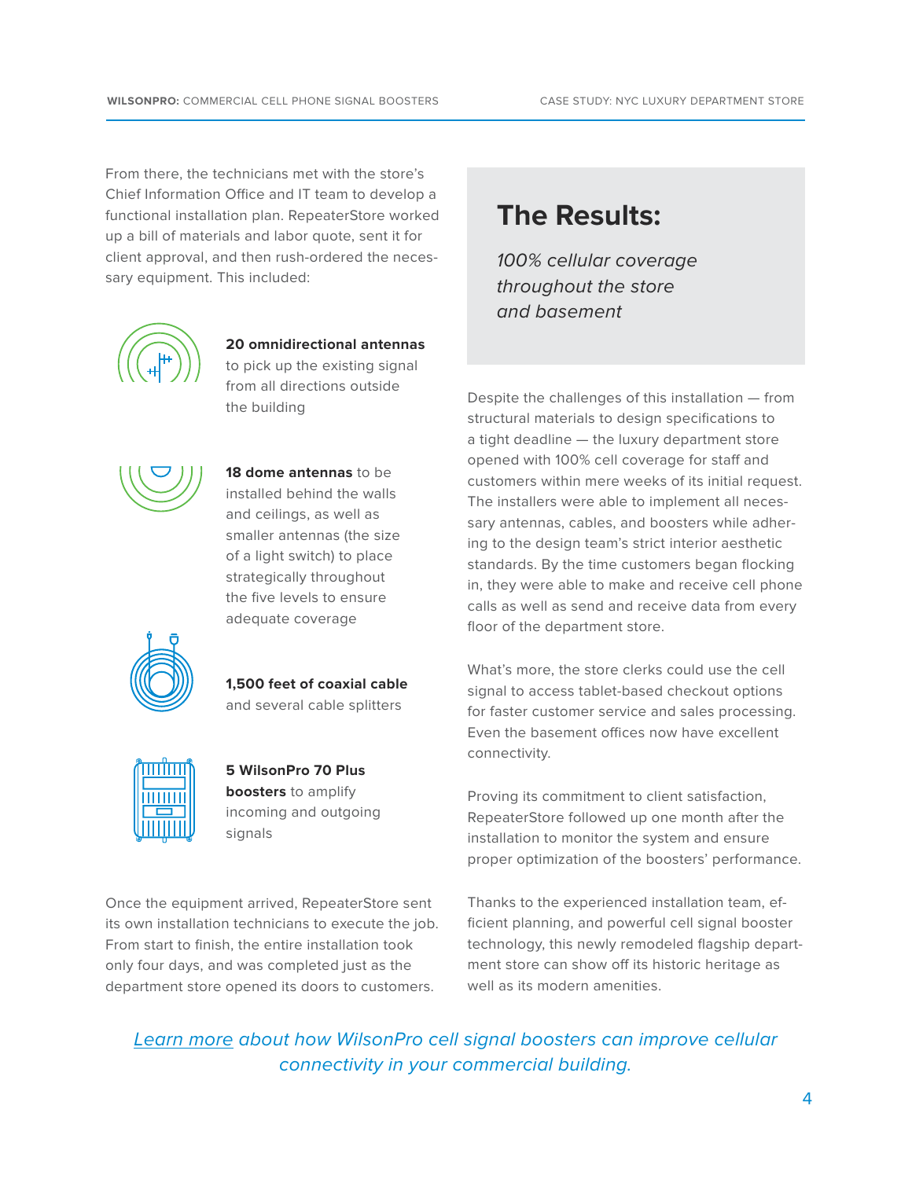From there, the technicians met with the store's Chief Information Office and IT team to develop a functional installation plan. RepeaterStore worked up a bill of materials and labor quote, sent it for client approval, and then rush-ordered the necessary equipment. This included:

- **20 omnidirectional antennas** to pick up the existing signal from all directions outside the building
- **18 dome antennas** to be installed behind the walls and ceilings, as well as smaller antennas (the size of a light switch) to place strategically throughout the five levels to ensure adequate coverage
- **1,500 feet of coaxial cable** and several cable splitters
- **5 WilsonPro 70 Plus boosters** to amplify incoming and outgoing signals

Once the equipment arrived, RepeaterStore sent its own installation technicians to execute the job. From start to finish, the entire installation took only four days, and was completed just as the department store opened its doors to customers.

## The Results:

*100% cellular coverage throughout the store and basement*

Despite the challenges of this installation — from structural materials to design specifications to a tight deadline — the luxury department store opened with 100% cell coverage for staff and customers within mere weeks of its initial request. The installers were able to implement all necessary antennas, cables, and boosters while adhering to the design team's strict interior aesthetic standards. By the time customers began flocking in, they were able to make and receive cell phone calls as well as send and receive data from every floor of the department store.

What's more, the store clerks could use the cell signal to access tablet-based checkout options for faster customer service and sales processing. Even the basement offices now have excellent connectivity.

Proving its commitment to client satisfaction, RepeaterStore followed up one month after the installation to monitor the system and ensure proper optimization of the boosters' performance.

Thanks to the experienced installation team, efficient planning, and powerful cell signal booster technology, this newly remodeled flagship department store can show off its historic heritage as well as its modern amenities.

*Learn more about how WilsonPro cell signal boosters can improve cellular connectivity in your commercial building.*